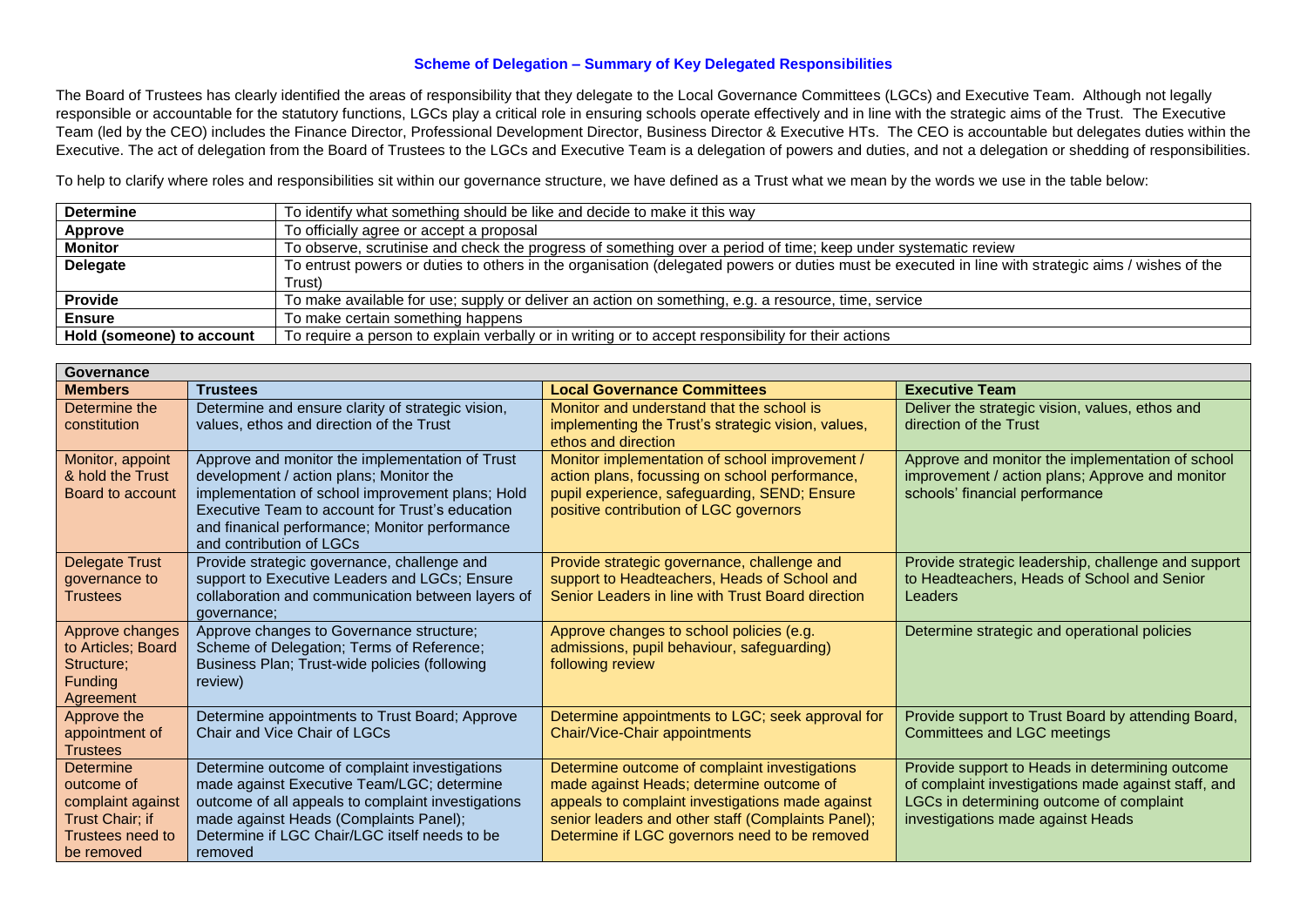## Scheme of Delegation – Summary of Key Delegated Responsibilities

The Board of Trustees has clearly identified the areas of responsibility that they delegate to the Local Governance Committees (LGCs) and Executive Team. Although not legally responsible or accountable for the statutory functions, LGCs play a critical role in ensuring schools operate effectively and in line with the strategic aims of the Trust. The Executive Team (led by the CEO) includes the Finance Director, Professional Development Director, Business Director & Executive HTs. The CEO is accountable but delegates duties within the Executive. The act of delegation from the Board of Trustees to the LGCs and Executive Team is a delegation of powers and duties, and not a delegation or shedding of responsibilities.

To help to clarify where roles and responsibilities sit within our governance structure, we have defined as a Trust what we mean by the words we use in the table below:

| | |
|---|---|
| **Determine** | To identify what something should be like and decide to make it this way |
| **Approve** | To officially agree or accept a proposal |
| **Monitor** | To observe, scrutinise and check the progress of something over a period of time; keep under systematic review |
| **Delegate** | To entrust powers or duties to others in the organisation (delegated powers or duties must be executed in line with strategic aims / wishes of the Trust) |
| **Provide** | To make available for use; supply or deliver an action on something, e.g. a resource, time, service |
| **Ensure** | To make certain something happens |
| **Hold (someone) to account** | To require a person to explain verbally or in writing or to accept responsibility for their actions |

| **Governance** | | | |
|---|---|---|---|
| **Members** | **Trustees** | **Local Governance Committees** | **Executive Team** |
| Determine the constitution | Determine and ensure clarity of strategic vision, values, ethos and direction of the Trust | Monitor and understand that the school is implementing the Trust's strategic vision, values, ethos and direction | Deliver the strategic vision, values, ethos and direction of the Trust |
| Monitor, appoint & hold the Trust Board to account | Approve and monitor the implementation of Trust development / action plans; Monitor the implementation of school improvement plans; Hold Executive Team to account for Trust's education and finanical performance; Monitor performance and contribution of LGCs | Monitor implementation of school improvement / action plans, focussing on school performance, pupil experience, safeguarding, SEND; Ensure positive contribution of LGC governors | Approve and monitor the implementation of school improvement / action plans; Approve and monitor schools' financial performance |
| Delegate Trust governance to Trustees | Provide strategic governance, challenge and support to Executive Leaders and LGCs; Ensure collaboration and communication between layers of governance; | Provide strategic governance, challenge and support to Headteachers, Heads of School and Senior Leaders in line with Trust Board direction | Provide strategic leadership, challenge and support to Headteachers, Heads of School and Senior Leaders |
| Approve changes to Articles; Board Structure; Funding Agreement | Approve changes to Governance structure; Scheme of Delegation; Terms of Reference; Business Plan; Trust-wide policies (following review) | Approve changes to school policies (e.g. admissions, pupil behaviour, safeguarding) following review | Determine strategic and operational policies |
| Approve the appointment of Trustees | Determine appointments to Trust Board; Approve Chair and Vice Chair of LGCs | Determine appointments to LGC; seek approval for Chair/Vice-Chair appointments | Provide support to Trust Board by attending Board, Committees and LGC meetings |
| Determine outcome of complaint against Trust Chair; if Trustees need to be removed | Determine outcome of complaint investigations made against Executive Team/LGC; determine outcome of all appeals to complaint investigations made against Heads (Complaints Panel); Determine if LGC Chair/LGC itself needs to be removed | Determine outcome of complaint investigations made against Heads; determine outcome of appeals to complaint investigations made against senior leaders and other staff (Complaints Panel); Determine if LGC governors need to be removed | Provide support to Heads in determining outcome of complaint investigations made against staff, and LGCs in determining outcome of complaint investigations made against Heads |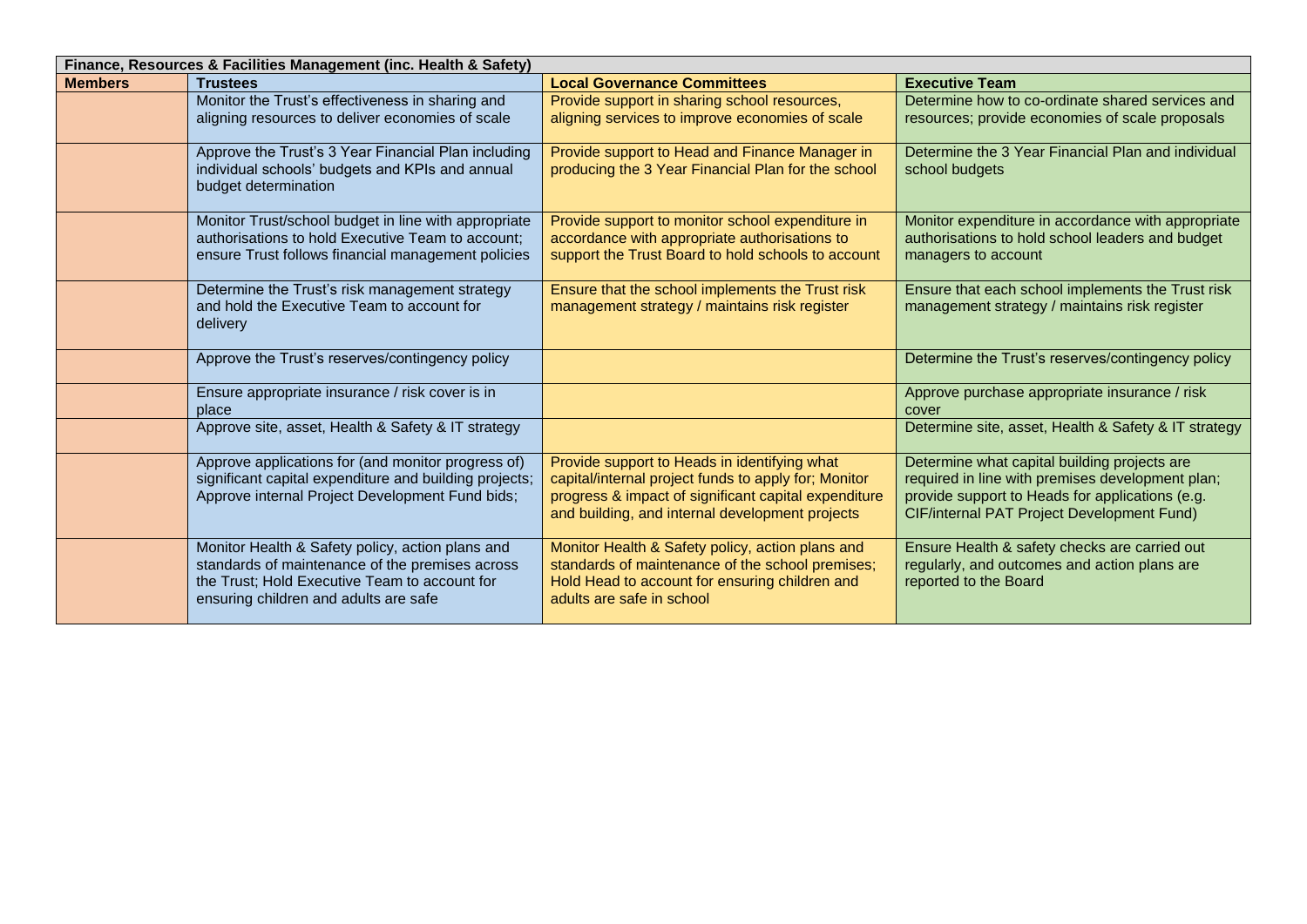| Finance, Resources & Facilities Management (inc. Health & Safety) | | | |
|---|---|---|---|
| **Members** | **Trustees** | **Local Governance Committees** | **Executive Team** |
| | Monitor the Trust's effectiveness in sharing and aligning resources to deliver economies of scale | Provide support in sharing school resources, aligning services to improve economies of scale | Determine how to co-ordinate shared services and resources; provide economies of scale proposals |
| | Approve the Trust's 3 Year Financial Plan including individual schools' budgets and KPIs and annual budget determination | Provide support to Head and Finance Manager in producing the 3 Year Financial Plan for the school | Determine the 3 Year Financial Plan and individual school budgets |
| | Monitor Trust/school budget in line with appropriate authorisations to hold Executive Team to account; ensure Trust follows financial management policies | Provide support to monitor school expenditure in accordance with appropriate authorisations to support the Trust Board to hold schools to account | Monitor expenditure in accordance with appropriate authorisations to hold school leaders and budget managers to account |
| | Determine the Trust's risk management strategy and hold the Executive Team to account for delivery | Ensure that the school implements the Trust risk management strategy / maintains risk register | Ensure that each school implements the Trust risk management strategy / maintains risk register |
| | Approve the Trust's reserves/contingency policy | | Determine the Trust's reserves/contingency policy |
| | Ensure appropriate insurance / risk cover is in place | | Approve purchase appropriate insurance / risk cover |
| | Approve site, asset, Health & Safety & IT strategy | | Determine site, asset, Health & Safety & IT strategy |
| | Approve applications for (and monitor progress of) significant capital expenditure and building projects; Approve internal Project Development Fund bids; | Provide support to Heads in identifying what capital/internal project funds to apply for; Monitor progress & impact of significant capital expenditure and building, and internal development projects | Determine what capital building projects are required in line with premises development plan; provide support to Heads for applications (e.g. CIF/internal PAT Project Development Fund) |
| | Monitor Health & Safety policy, action plans and standards of maintenance of the premises across the Trust; Hold Executive Team to account for ensuring children and adults are safe | Monitor Health & Safety policy, action plans and standards of maintenance of the school premises; Hold Head to account for ensuring children and adults are safe in school | Ensure Health & safety checks are carried out regularly, and outcomes and action plans are reported to the Board |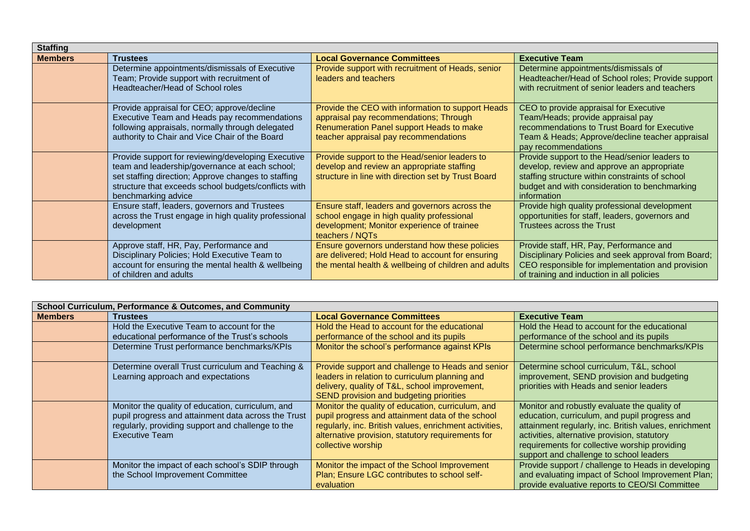| Staffing | | | |
|---|---|---|---|
| **Members** | **Trustees** | **Local Governance Committees** | **Executive Team** |
| | Determine appointments/dismissals of Executive Team; Provide support with recruitment of Headteacher/Head of School roles | Provide support with recruitment of Heads, senior leaders and teachers | Determine appointments/dismissals of Headteacher/Head of School roles; Provide support with recruitment of senior leaders and teachers |
| | Provide appraisal for CEO; approve/decline Executive Team and Heads pay recommendations following appraisals, normally through delegated authority to Chair and Vice Chair of the Board | Provide the CEO with information to support Heads appraisal pay recommendations; Through Renumeration Panel support Heads to make teacher appraisal pay recommendations | CEO to provide appraisal for Executive Team/Heads; provide appraisal pay recommendations to Trust Board for Executive Team & Heads; Approve/decline teacher appraisal pay recommendations |
| | Provide support for reviewing/developing Executive team and leadership/governance at each school; set staffing direction; Approve changes to staffing structure that exceeds school budgets/conflicts with benchmarking advice | Provide support to the Head/senior leaders to develop and review an appropriate staffing structure in line with direction set by Trust Board | Provide support to the Head/senior leaders to develop, review and approve an appropriate staffing structure within constraints of school budget and with consideration to benchmarking information |
| | Ensure staff, leaders, governors and Trustees across the Trust engage in high quality professional development | Ensure staff, leaders and governors across the school engage in high quality professional development; Monitor experience of trainee teachers / NQTs | Provide high quality professional development opportunities for staff, leaders, governors and Trustees across the Trust |
| | Approve staff, HR, Pay, Performance and Disciplinary Policies; Hold Executive Team to account for ensuring the mental health & wellbeing of children and adults | Ensure governors understand how these policies are delivered; Hold Head to account for ensuring the mental health & wellbeing of children and adults | Provide staff, HR, Pay, Performance and Disciplinary Policies and seek approval from Board; CEO responsible for implementation and provision of training and induction in all policies |

| School Curriculum, Performance & Outcomes, and Community | | | |
|---|---|---|---|
| **Members** | **Trustees** | **Local Governance Committees** | **Executive Team** |
| | Hold the Executive Team to account for the educational performance of the Trust's schools | Hold the Head to account for the educational performance of the school and its pupils | Hold the Head to account for the educational performance of the school and its pupils |
| | Determine Trust performance benchmarks/KPIs | Monitor the school's performance against KPIs | Determine school performance benchmarks/KPIs |
| | Determine overall Trust curriculum and Teaching & Learning approach and expectations | Provide support and challenge to Heads and senior leaders in relation to curriculum planning and delivery, quality of T&L, school improvement, SEND provision and budgeting priorities | Determine school curriculum, T&L, school improvement, SEND provision and budgeting priorities with Heads and senior leaders |
| | Monitor the quality of education, curriculum, and pupil progress and attainment data across the Trust regularly, providing support and challenge to the Executive Team | Monitor the quality of education, curriculum, and pupil progress and attainment data of the school regularly, inc. British values, enrichment activities, alternative provision, statutory requirements for collective worship | Monitor and robustly evaluate the quality of education, curriculum, and pupil progress and attainment regularly, inc. British values, enrichment activities, alternative provision, statutory requirements for collective worship providing support and challenge to school leaders |
| | Monitor the impact of each school's SDIP through the School Improvement Committee | Monitor the impact of the School Improvement Plan; Ensure LGC contributes to school self-evaluation | Provide support / challenge to Heads in developing and evaluating impact of School Improvement Plan; provide evaluative reports to CEO/SI Committee |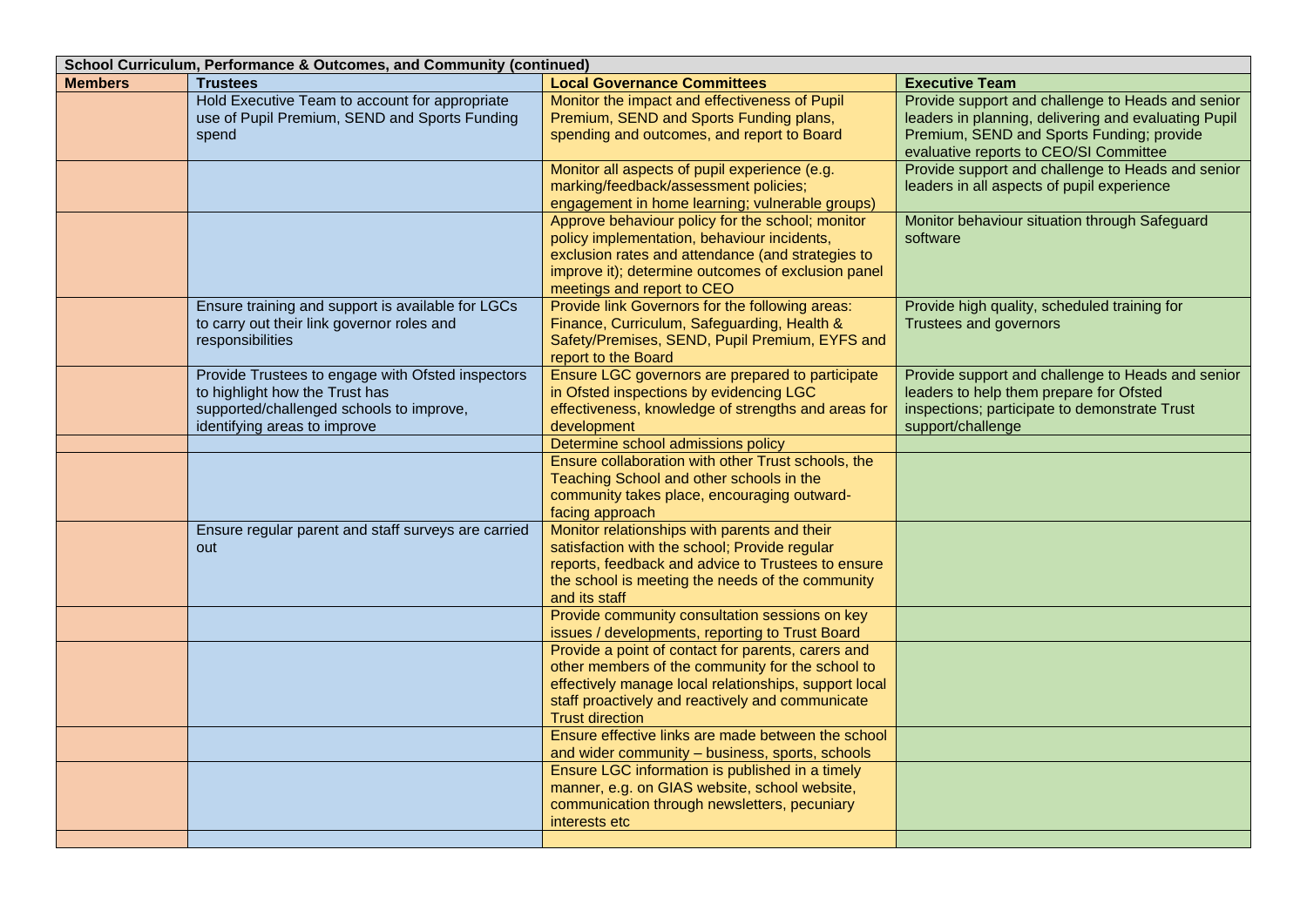| School Curriculum, Performance & Outcomes, and Community (continued) | | | |
|---|---|---|---|
| **Members** | **Trustees** | **Local Governance Committees** | **Executive Team** |
| | Hold Executive Team to account for appropriate use of Pupil Premium, SEND and Sports Funding spend | Monitor the impact and effectiveness of Pupil Premium, SEND and Sports Funding plans, spending and outcomes, and report to Board | Provide support and challenge to Heads and senior leaders in planning, delivering and evaluating Pupil Premium, SEND and Sports Funding; provide evaluative reports to CEO/SI Committee |
| | | Monitor all aspects of pupil experience (e.g. marking/feedback/assessment policies; engagement in home learning; vulnerable groups) | Provide support and challenge to Heads and senior leaders in all aspects of pupil experience |
| | | Approve behaviour policy for the school; monitor policy implementation, behaviour incidents, exclusion rates and attendance (and strategies to improve it); determine outcomes of exclusion panel meetings and report to CEO | Monitor behaviour situation through Safeguard software |
| | Ensure training and support is available for LGCs to carry out their link governor roles and responsibilities | Provide link Governors for the following areas: Finance, Curriculum, Safeguarding, Health & Safety/Premises, SEND, Pupil Premium, EYFS and report to the Board | Provide high quality, scheduled training for Trustees and governors |
| | Provide Trustees to engage with Ofsted inspectors to highlight how the Trust has supported/challenged schools to improve, identifying areas to improve | Ensure LGC governors are prepared to participate in Ofsted inspections by evidencing LGC effectiveness, knowledge of strengths and areas for development | Provide support and challenge to Heads and senior leaders to help them prepare for Ofsted inspections; participate to demonstrate Trust support/challenge |
| | | Determine school admissions policy | |
| | | Ensure collaboration with other Trust schools, the Teaching School and other schools in the community takes place, encouraging outward-facing approach | |
| | Ensure regular parent and staff surveys are carried out | Monitor relationships with parents and their satisfaction with the school; Provide regular reports, feedback and advice to Trustees to ensure the school is meeting the needs of the community and its staff | |
| | | Provide community consultation sessions on key issues / developments, reporting to Trust Board | |
| | | Provide a point of contact for parents, carers and other members of the community for the school to effectively manage local relationships, support local staff proactively and reactively and communicate Trust direction | |
| | | Ensure effective links are made between the school and wider community – business, sports, schools | |
| | | Ensure LGC information is published in a timely manner, e.g. on GIAS website, school website, communication through newsletters, pecuniary interests etc | |
| | | | |